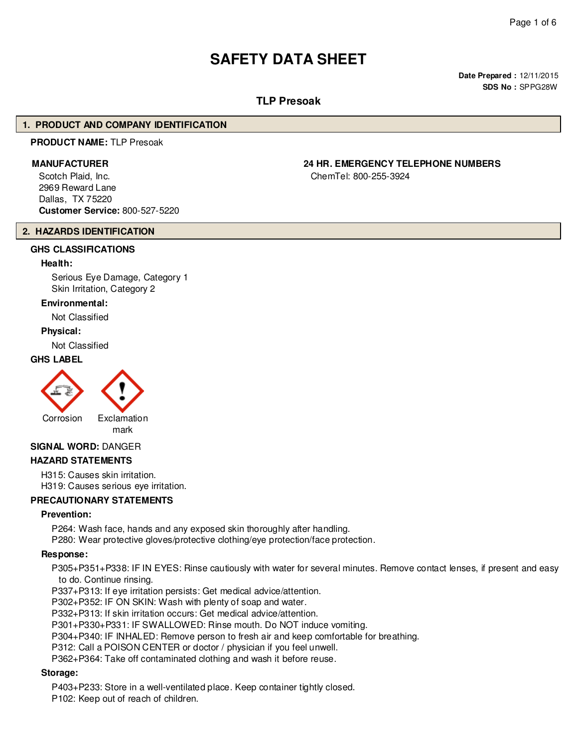# SAFETY DATA SHEET

**Date Prepared :** 12/11/2015
**SDS No :** SPPG28W

## TLP Presoak

## 1. PRODUCT AND COMPANY IDENTIFICATION

**PRODUCT NAME:** TLP Presoak

**MANUFACTURER**

Scotch Plaid, Inc.
2969 Reward Lane
Dallas, TX 75220
**Customer Service:** 800-527-5220

**24 HR. EMERGENCY TELEPHONE NUMBERS**

ChemTel: 800-255-3924

## 2. HAZARDS IDENTIFICATION

### GHS CLASSIFICATIONS

**Health:**

Serious Eye Damage, Category 1
Skin Irritation, Category 2

**Environmental:**

Not Classified

**Physical:**

Not Classified

### GHS LABEL

Corrosion

Exclamation mark

**SIGNAL WORD:** DANGER

### HAZARD STATEMENTS

H315: Causes skin irritation.
H319: Causes serious eye irritation.

### PRECAUTIONARY STATEMENTS

**Prevention:**

P264: Wash face, hands and any exposed skin thoroughly after handling.
P280: Wear protective gloves/protective clothing/eye protection/face protection.

**Response:**

P305+P351+P338: IF IN EYES: Rinse cautiously with water for several minutes. Remove contact lenses, if present and easy to do. Continue rinsing.
P337+P313: If eye irritation persists: Get medical advice/attention.
P302+P352: IF ON SKIN: Wash with plenty of soap and water.
P332+P313: If skin irritation occurs: Get medical advice/attention.
P301+P330+P331: IF SWALLOWED: Rinse mouth. Do NOT induce vomiting.
P304+P340: IF INHALED: Remove person to fresh air and keep comfortable for breathing.
P312: Call a POISON CENTER or doctor / physician if you feel unwell.
P362+P364: Take off contaminated clothing and wash it before reuse.

**Storage:**

P403+P233: Store in a well-ventilated place. Keep container tightly closed.
P102: Keep out of reach of children.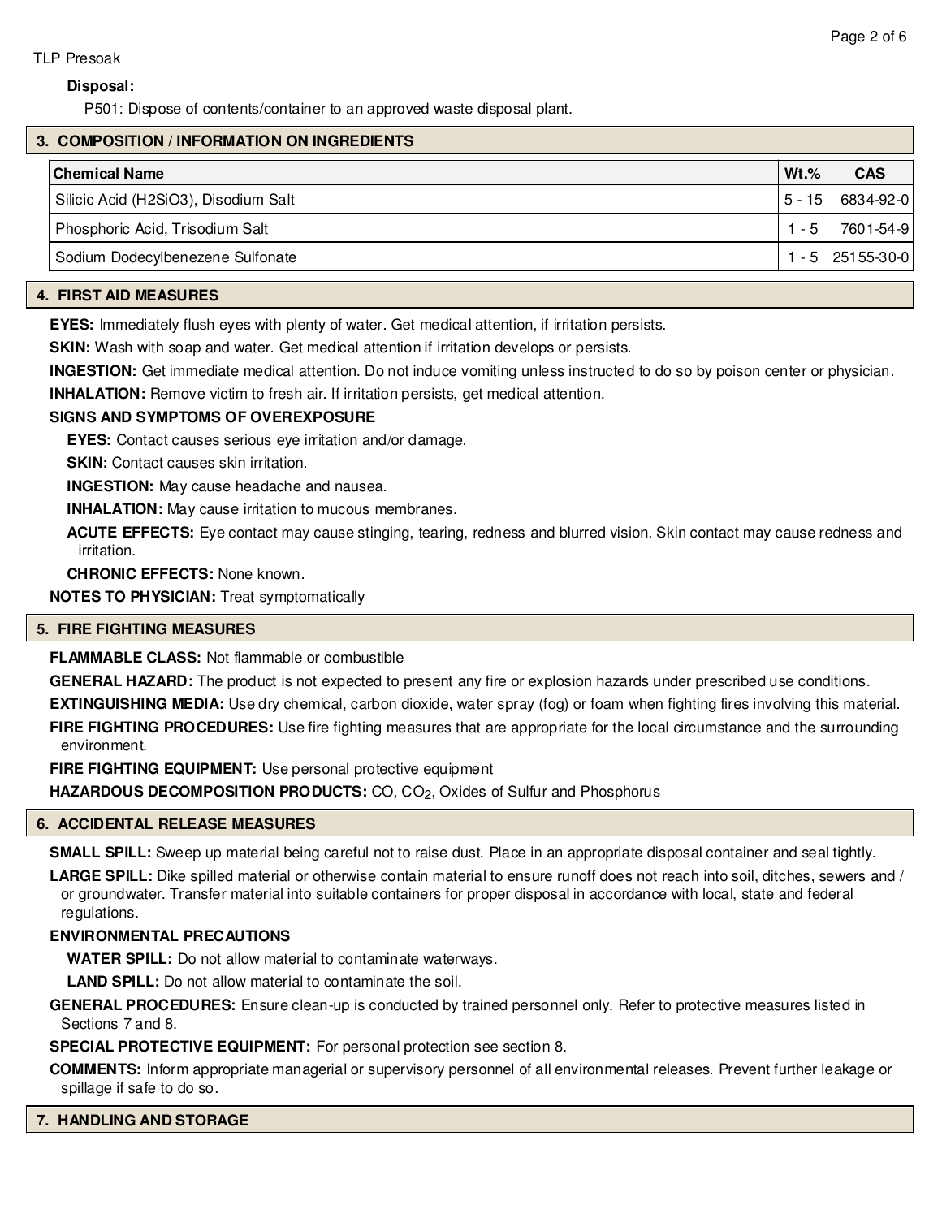**Disposal:**

P501: Dispose of contents/container to an approved waste disposal plant.

## 3. COMPOSITION / INFORMATION ON INGREDIENTS

| Chemical Name | Wt.% | CAS |
|---|---|---|
| Silicic Acid (H2SiO3), Disodium Salt | 5 - 15 | 6834-92-0 |
| Phosphoric Acid, Trisodium Salt | 1 - 5 | 7601-54-9 |
| Sodium Dodecylbenezene Sulfonate | 1 - 5 | 25155-30-0 |

## 4. FIRST AID MEASURES

**EYES:** Immediately flush eyes with plenty of water. Get medical attention, if irritation persists.

**SKIN:** Wash with soap and water. Get medical attention if irritation develops or persists.

**INGESTION:** Get immediate medical attention. Do not induce vomiting unless instructed to do so by poison center or physician.

**INHALATION:** Remove victim to fresh air. If irritation persists, get medical attention.

**SIGNS AND SYMPTOMS OF OVEREXPOSURE**

**EYES:** Contact causes serious eye irritation and/or damage.

**SKIN:** Contact causes skin irritation.

**INGESTION:** May cause headache and nausea.

**INHALATION:** May cause irritation to mucous membranes.

**ACUTE EFFECTS:** Eye contact may cause stinging, tearing, redness and blurred vision. Skin contact may cause redness and irritation.

**CHRONIC EFFECTS:** None known.

**NOTES TO PHYSICIAN:** Treat symptomatically

## 5. FIRE FIGHTING MEASURES

**FLAMMABLE CLASS:** Not flammable or combustible

**GENERAL HAZARD:** The product is not expected to present any fire or explosion hazards under prescribed use conditions.

**EXTINGUISHING MEDIA:** Use dry chemical, carbon dioxide, water spray (fog) or foam when fighting fires involving this material.

**FIRE FIGHTING PROCEDURES:** Use fire fighting measures that are appropriate for the local circumstance and the surrounding environment.

**FIRE FIGHTING EQUIPMENT:** Use personal protective equipment

**HAZARDOUS DECOMPOSITION PRODUCTS:** CO, $CO_2$, Oxides of Sulfur and Phosphorus

## 6. ACCIDENTAL RELEASE MEASURES

**SMALL SPILL:** Sweep up material being careful not to raise dust. Place in an appropriate disposal container and seal tightly.

**LARGE SPILL:** Dike spilled material or otherwise contain material to ensure runoff does not reach into soil, ditches, sewers and / or groundwater. Transfer material into suitable containers for proper disposal in accordance with local, state and federal regulations.

**ENVIRONMENTAL PRECAUTIONS**

**WATER SPILL:** Do not allow material to contaminate waterways.

**LAND SPILL:** Do not allow material to contaminate the soil.

**GENERAL PROCEDURES:** Ensure clean-up is conducted by trained personnel only. Refer to protective measures listed in Sections 7 and 8.

**SPECIAL PROTECTIVE EQUIPMENT:** For personal protection see section 8.

**COMMENTS:** Inform appropriate managerial or supervisory personnel of all environmental releases. Prevent further leakage or spillage if safe to do so.

## 7. HANDLING AND STORAGE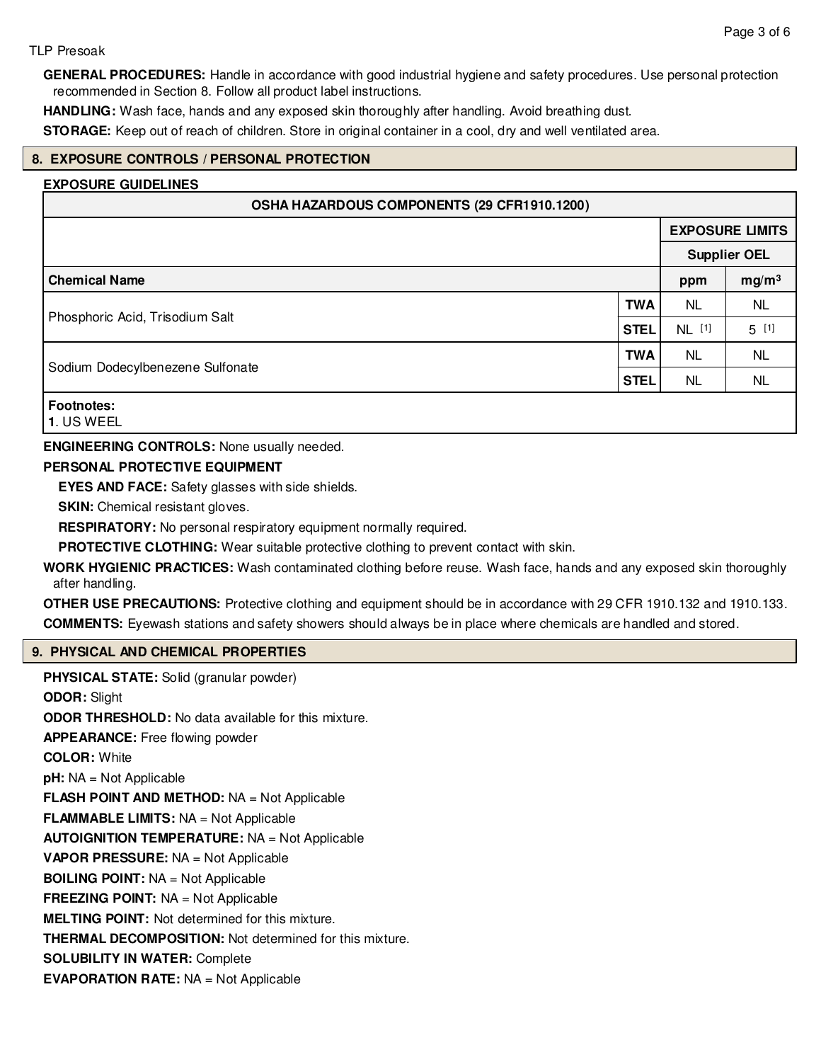**GENERAL PROCEDURES:** Handle in accordance with good industrial hygiene and safety procedures. Use personal protection recommended in Section 8. Follow all product label instructions.

**HANDLING:** Wash face, hands and any exposed skin thoroughly after handling. Avoid breathing dust.

**STORAGE:** Keep out of reach of children. Store in original container in a cool, dry and well ventilated area.

## 8. EXPOSURE CONTROLS / PERSONAL PROTECTION

**EXPOSURE GUIDELINES**

| OSHA HAZARDOUS COMPONENTS (29 CFR1910.1200) | | | |
|---|---|---|---|
| | | EXPOSURE LIMITS | |
| | | Supplier OEL | |
| **Chemical Name** | | ppm | mg/m$^3$ |
| Phosphoric Acid, Trisodium Salt | TWA | NL | NL |
| | STEL | NL [1] | 5 [1] |
| Sodium Dodecylbenezene Sulfonate | TWA | NL | NL |
| | STEL | NL | NL |

**Footnotes:**
**1**. US WEEL

**ENGINEERING CONTROLS:** None usually needed.

**PERSONAL PROTECTIVE EQUIPMENT**

**EYES AND FACE:** Safety glasses with side shields.

**SKIN:** Chemical resistant gloves.

**RESPIRATORY:** No personal respiratory equipment normally required.

**PROTECTIVE CLOTHING:** Wear suitable protective clothing to prevent contact with skin.

**WORK HYGIENIC PRACTICES:** Wash contaminated clothing before reuse. Wash face, hands and any exposed skin thoroughly after handling.

**OTHER USE PRECAUTIONS:** Protective clothing and equipment should be in accordance with 29 CFR 1910.132 and 1910.133.

**COMMENTS:** Eyewash stations and safety showers should always be in place where chemicals are handled and stored.

## 9. PHYSICAL AND CHEMICAL PROPERTIES

**PHYSICAL STATE:** Solid (granular powder)

**ODOR:** Slight

**ODOR THRESHOLD:** No data available for this mixture.

**APPEARANCE:** Free flowing powder

**COLOR:** White

**pH:** NA = Not Applicable

**FLASH POINT AND METHOD:** NA = Not Applicable

**FLAMMABLE LIMITS:** NA = Not Applicable

**AUTOIGNITION TEMPERATURE:** NA = Not Applicable

**VAPOR PRESSURE:** NA = Not Applicable

**BOILING POINT:** NA = Not Applicable

**FREEZING POINT:** NA = Not Applicable

**MELTING POINT:** Not determined for this mixture.

**THERMAL DECOMPOSITION:** Not determined for this mixture.

**SOLUBILITY IN WATER:** Complete

**EVAPORATION RATE:** NA = Not Applicable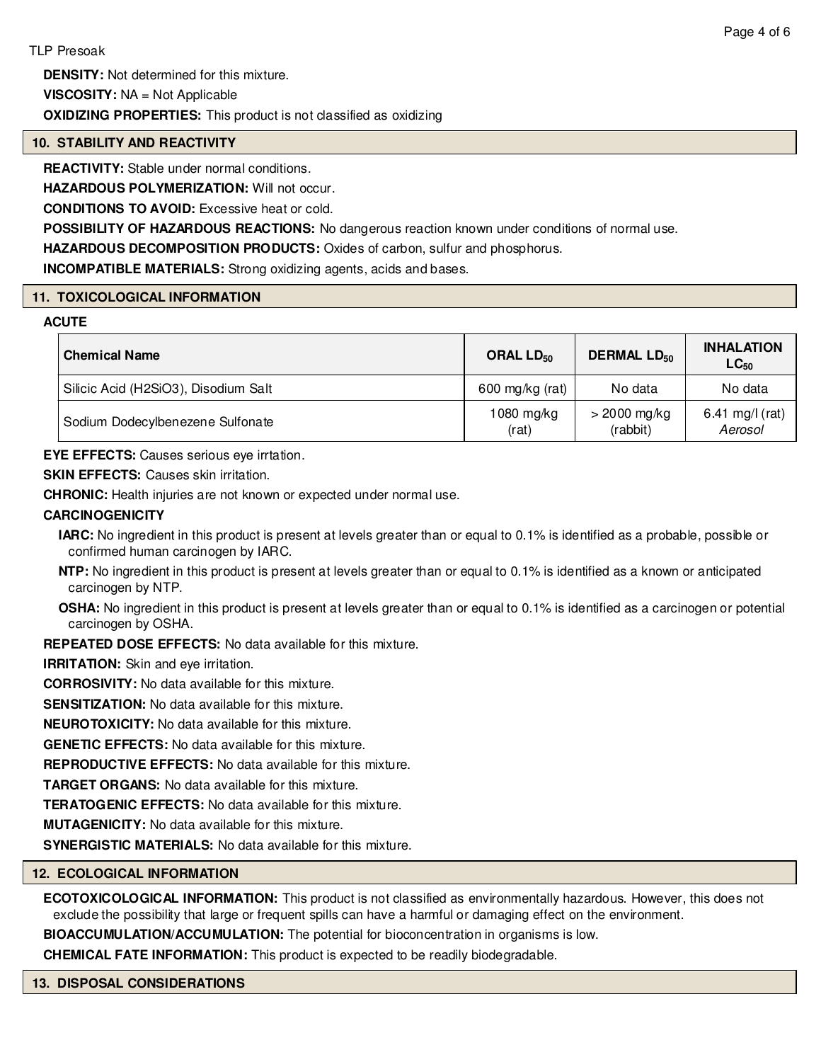**DENSITY:** Not determined for this mixture.

**VISCOSITY:** NA = Not Applicable

**OXIDIZING PROPERTIES:** This product is not classified as oxidizing

## 10. STABILITY AND REACTIVITY

**REACTIVITY:** Stable under normal conditions.

**HAZARDOUS POLYMERIZATION:** Will not occur.

**CONDITIONS TO AVOID:** Excessive heat or cold.

**POSSIBILITY OF HAZARDOUS REACTIONS:** No dangerous reaction known under conditions of normal use.

**HAZARDOUS DECOMPOSITION PRODUCTS:** Oxides of carbon, sulfur and phosphorus.

**INCOMPATIBLE MATERIALS:** Strong oxidizing agents, acids and bases.

## 11. TOXICOLOGICAL INFORMATION

**ACUTE**

| Chemical Name | ORAL $LD_{50}$ | DERMAL $LD_{50}$ | INHALATION $LC_{50}$ |
| --- | --- | --- | --- |
| Silicic Acid (H2SiO3), Disodium Salt | 600 mg/kg (rat) | No data | No data |
| Sodium Dodecylbenezene Sulfonate | 1080 mg/kg (rat) | > 2000 mg/kg (rabbit) | 6.41 mg/l (rat) *Aerosol* |

**EYE EFFECTS:** Causes serious eye irrtation.

**SKIN EFFECTS:** Causes skin irritation.

**CHRONIC:** Health injuries are not known or expected under normal use.

**CARCINOGENICITY**

**IARC:** No ingredient in this product is present at levels greater than or equal to 0.1% is identified as a probable, possible or confirmed human carcinogen by IARC.

**NTP:** No ingredient in this product is present at levels greater than or equal to 0.1% is identified as a known or anticipated carcinogen by NTP.

**OSHA:** No ingredient in this product is present at levels greater than or equal to 0.1% is identified as a carcinogen or potential carcinogen by OSHA.

**REPEATED DOSE EFFECTS:** No data available for this mixture.

**IRRITATION:** Skin and eye irritation.

**CORROSIVITY:** No data available for this mixture.

**SENSITIZATION:** No data available for this mixture.

**NEUROTOXICITY:** No data available for this mixture.

**GENETIC EFFECTS:** No data available for this mixture.

**REPRODUCTIVE EFFECTS:** No data available for this mixture.

**TARGET ORGANS:** No data available for this mixture.

**TERATOGENIC EFFECTS:** No data available for this mixture.

**MUTAGENICITY:** No data available for this mixture.

**SYNERGISTIC MATERIALS:** No data available for this mixture.

## 12. ECOLOGICAL INFORMATION

**ECOTOXICOLOGICAL INFORMATION:** This product is not classified as environmentally hazardous. However, this does not exclude the possibility that large or frequent spills can have a harmful or damaging effect on the environment.

**BIOACCUMULATION/ACCUMULATION:** The potential for bioconcentration in organisms is low.

**CHEMICAL FATE INFORMATION:** This product is expected to be readily biodegradable.

## 13. DISPOSAL CONSIDERATIONS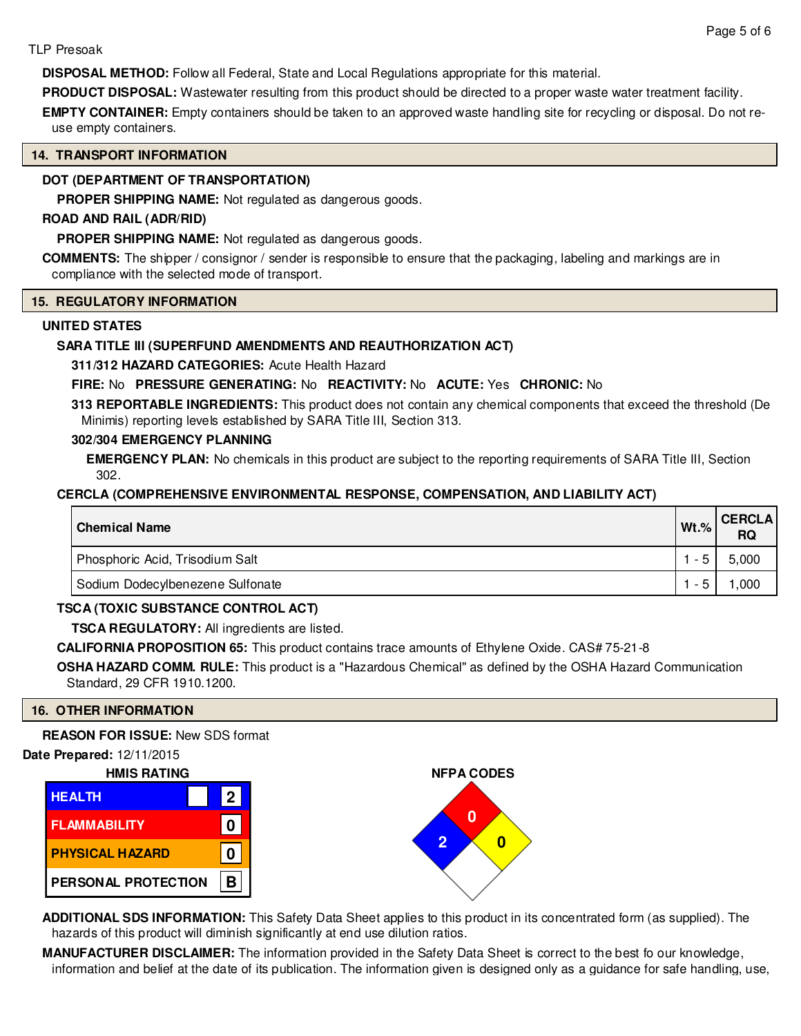TLP Presoak

**DISPOSAL METHOD:** Follow all Federal, State and Local Regulations appropriate for this material.

**PRODUCT DISPOSAL:** Wastewater resulting from this product should be directed to a proper waste water treatment facility.

**EMPTY CONTAINER:** Empty containers should be taken to an approved waste handling site for recycling or disposal. Do not re-use empty containers.

## 14. TRANSPORT INFORMATION

**DOT (DEPARTMENT OF TRANSPORTATION)**

**PROPER SHIPPING NAME:** Not regulated as dangerous goods.

**ROAD AND RAIL (ADR/RID)**

**PROPER SHIPPING NAME:** Not regulated as dangerous goods.

**COMMENTS:** The shipper / consignor / sender is responsible to ensure that the packaging, labeling and markings are in compliance with the selected mode of transport.

## 15. REGULATORY INFORMATION

**UNITED STATES**

**SARA TITLE III (SUPERFUND AMENDMENTS AND REAUTHORIZATION ACT)**

**311/312 HAZARD CATEGORIES:** Acute Health Hazard

**FIRE:** No **PRESSURE GENERATING:** No **REACTIVITY:** No **ACUTE:** Yes **CHRONIC:** No

**313 REPORTABLE INGREDIENTS:** This product does not contain any chemical components that exceed the threshold (De Minimis) reporting levels established by SARA Title III, Section 313.

**302/304 EMERGENCY PLANNING**

**EMERGENCY PLAN:** No chemicals in this product are subject to the reporting requirements of SARA Title III, Section 302.

**CERCLA (COMPREHENSIVE ENVIRONMENTAL RESPONSE, COMPENSATION, AND LIABILITY ACT)**

| Chemical Name | Wt.% | CERCLA RQ |
|---|---|---|
| Phosphoric Acid, Trisodium Salt | 1 - 5 | 5,000 |
| Sodium Dodecylbenezene Sulfonate | 1 - 5 | 1,000 |

**TSCA (TOXIC SUBSTANCE CONTROL ACT)**

**TSCA REGULATORY:** All ingredients are listed.

**CALIFORNIA PROPOSITION 65:** This product contains trace amounts of Ethylene Oxide. CAS# 75-21-8

**OSHA HAZARD COMM. RULE:** This product is a "Hazardous Chemical" as defined by the OSHA Hazard Communication Standard, 29 CFR 1910.1200.

## 16. OTHER INFORMATION

**REASON FOR ISSUE:** New SDS format

**Date Prepared:** 12/11/2015

**HMIS RATING**

| | |
|---|---|
| HEALTH | 2 |
| FLAMMABILITY | 0 |
| PHYSICAL HAZARD | 0 |
| PERSONAL PROTECTION | B |

**NFPA CODES**

Health: 2, Flammability: 0, Reactivity: 0

**ADDITIONAL SDS INFORMATION:** This Safety Data Sheet applies to this product in its concentrated form (as supplied). The hazards of this product will diminish significantly at end use dilution ratios.

**MANUFACTURER DISCLAIMER:** The information provided in the Safety Data Sheet is correct to the best fo our knowledge, information and belief at the date of its publication. The information given is designed only as a guidance for safe handling, use,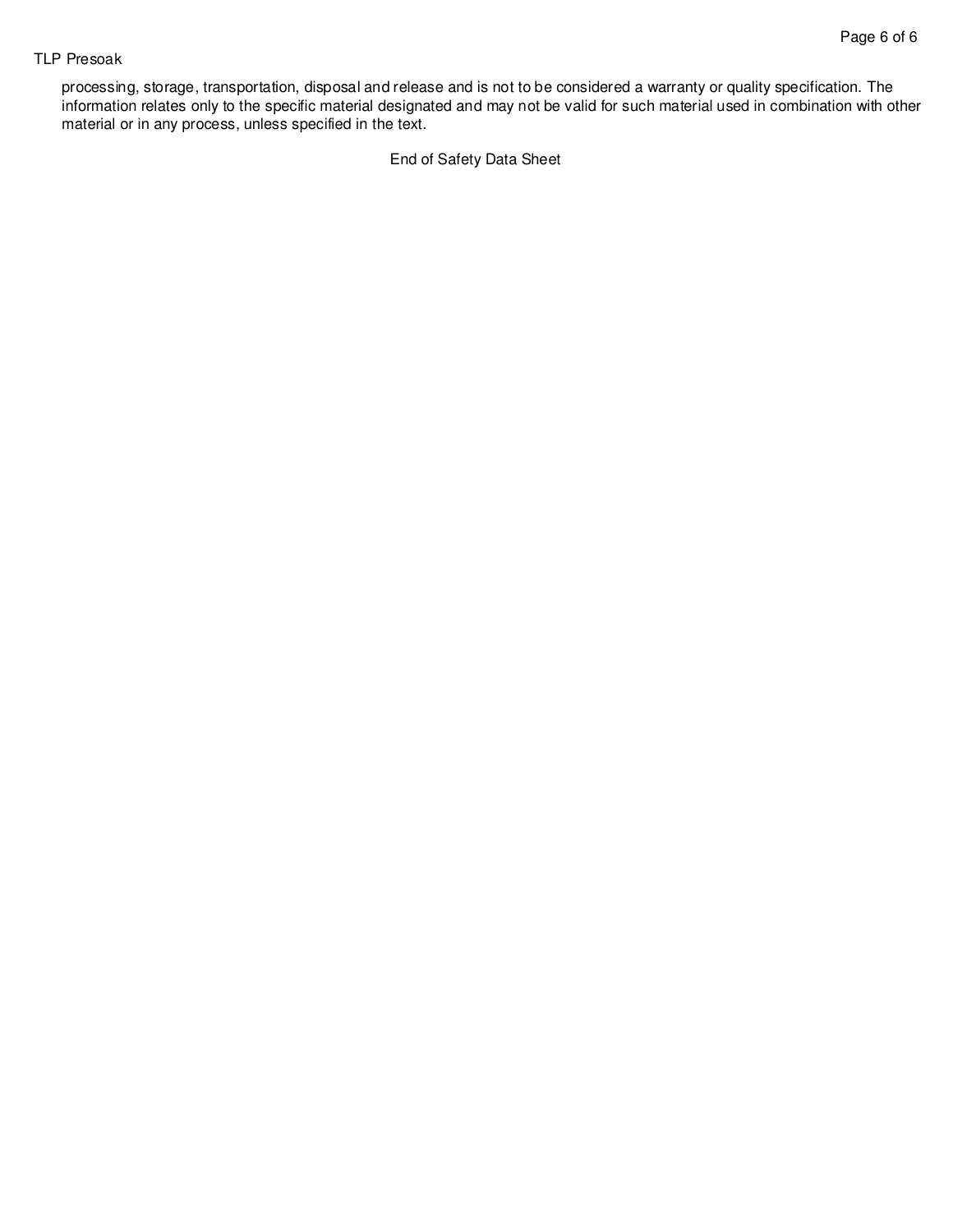processing, storage, transportation, disposal and release and is not to be considered a warranty or quality specification. The information relates only to the specific material designated and may not be valid for such material used in combination with other material or in any process, unless specified in the text.

End of Safety Data Sheet